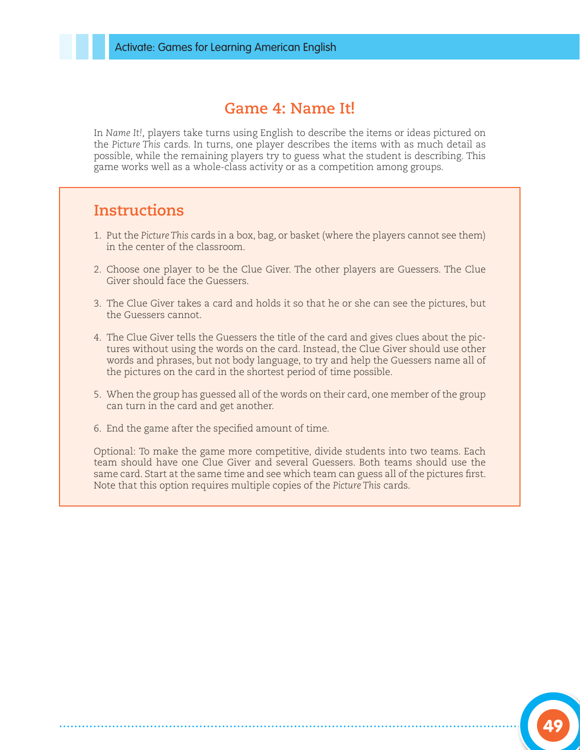## Game 4: Name It!

In *Name It!*, players take turns using English to describe the items or ideas pictured on the *Picture This* cards. In turns, one player describes the items with as much detail as possible, while the remaining players try to guess what the student is describing. This game works well as a whole-class activity or as a competition among groups.

### Instructions

1. Put the *Picture This* cards in a box, bag, or basket (where the players cannot see them) in the center of the classroom.
2. Choose one player to be the Clue Giver. The other players are Guessers. The Clue Giver should face the Guessers.
3. The Clue Giver takes a card and holds it so that he or she can see the pictures, but the Guessers cannot.
4. The Clue Giver tells the Guessers the title of the card and gives clues about the pictures without using the words on the card. Instead, the Clue Giver should use other words and phrases, but not body language, to try and help the Guessers name all of the pictures on the card in the shortest period of time possible.
5. When the group has guessed all of the words on their card, one member of the group can turn in the card and get another.
6. End the game after the specified amount of time.

Optional: To make the game more competitive, divide students into two teams. Each team should have one Clue Giver and several Guessers. Both teams should use the same card. Start at the same time and see which team can guess all of the pictures first. Note that this option requires multiple copies of the *Picture This* cards.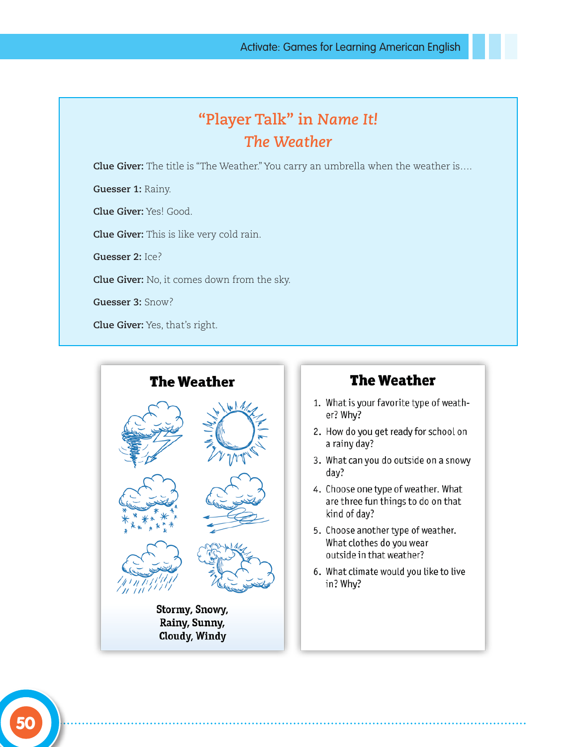## "Player Talk" in *Name It!*
### *The Weather*

**Clue Giver:** The title is "The Weather." You carry an umbrella when the weather is….

**Guesser 1:** Rainy.

**Clue Giver:** Yes! Good.

**Clue Giver:** This is like very cold rain.

**Guesser 2:** Ice?

**Clue Giver:** No, it comes down from the sky.

**Guesser 3:** Snow?

**Clue Giver:** Yes, that's right.

### The Weather

**Stormy, Snowy, Rainy, Sunny, Cloudy, Windy**

### The Weather

1. What is your favorite type of weather? Why?
2. How do you get ready for school on a rainy day?
3. What can you do outside on a snowy day?
4. Choose one type of weather. What are three fun things to do on that kind of day?
5. Choose another type of weather. What clothes do you wear outside in that weather?
6. What climate would you like to live in? Why?